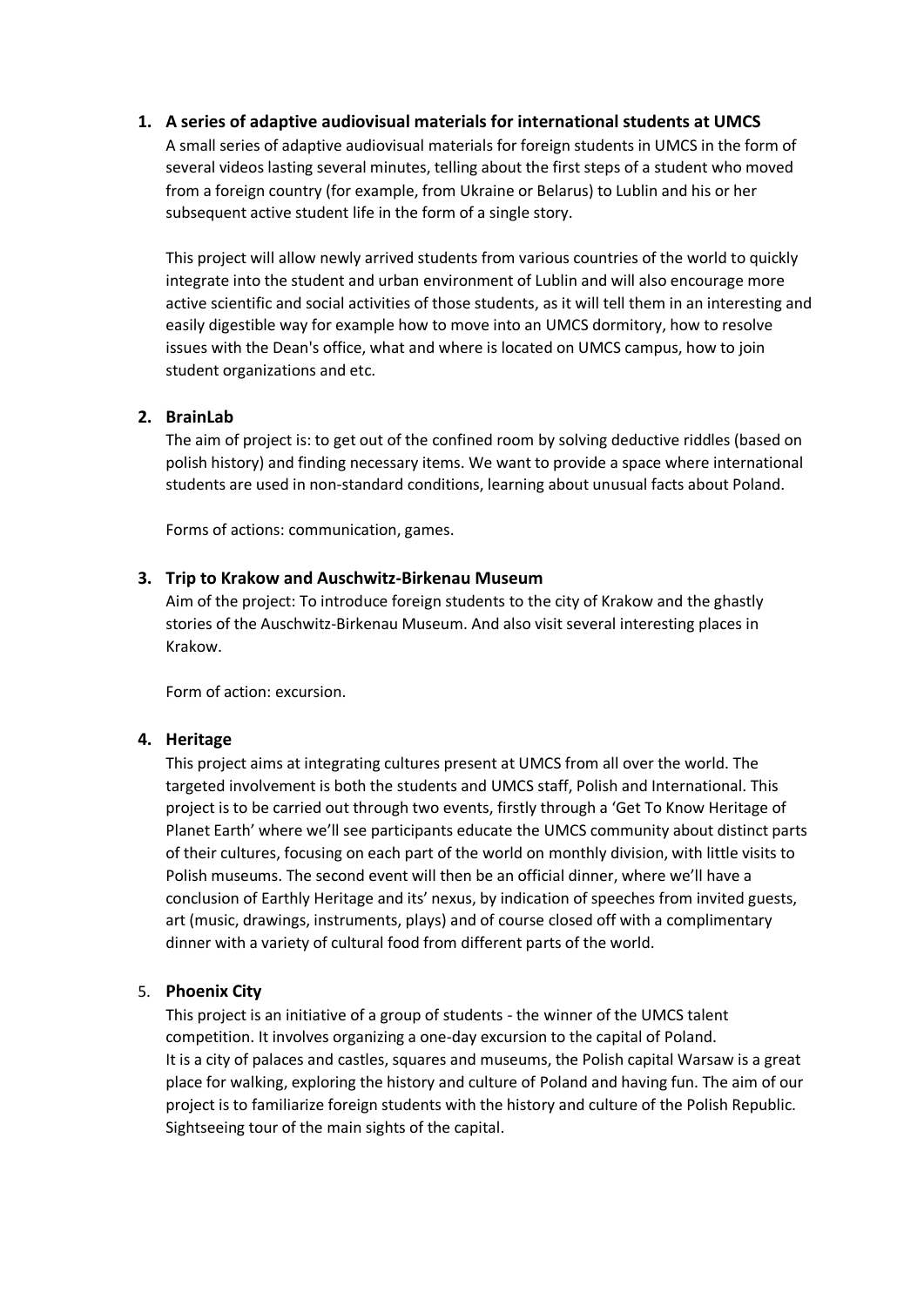1. **A series of adaptive audiovisual materials for international students at UMCS**

   A small series of adaptive audiovisual materials for foreign students in UMCS in the form of several videos lasting several minutes, telling about the first steps of a student who moved from a foreign country (for example, from Ukraine or Belarus) to Lublin and his or her subsequent active student life in the form of a single story.

   This project will allow newly arrived students from various countries of the world to quickly integrate into the student and urban environment of Lublin and will also encourage more active scientific and social activities of those students, as it will tell them in an interesting and easily digestible way for example how to move into an UMCS dormitory, how to resolve issues with the Dean's office, what and where is located on UMCS campus, how to join student organizations and etc.

2. **BrainLab**

   The aim of project is: to get out of the confined room by solving deductive riddles (based on polish history) and finding necessary items. We want to provide a space where international students are used in non-standard conditions, learning about unusual facts about Poland.

   Forms of actions: communication, games.

3. **Trip to Krakow and Auschwitz-Birkenau Museum**

   Aim of the project: To introduce foreign students to the city of Krakow and the ghastly stories of the Auschwitz-Birkenau Museum. And also visit several interesting places in Krakow.

   Form of action: excursion.

4. **Heritage**

   This project aims at integrating cultures present at UMCS from all over the world. The targeted involvement is both the students and UMCS staff, Polish and International. This project is to be carried out through two events, firstly through a 'Get To Know Heritage of Planet Earth' where we'll see participants educate the UMCS community about distinct parts of their cultures, focusing on each part of the world on monthly division, with little visits to Polish museums. The second event will then be an official dinner, where we'll have a conclusion of Earthly Heritage and its' nexus, by indication of speeches from invited guests, art (music, drawings, instruments, plays) and of course closed off with a complimentary dinner with a variety of cultural food from different parts of the world.

5. **Phoenix City**

   This project is an initiative of a group of students - the winner of the UMCS talent competition. It involves organizing a one-day excursion to the capital of Poland.
   It is a city of palaces and castles, squares and museums, the Polish capital Warsaw is a great place for walking, exploring the history and culture of Poland and having fun. The aim of our project is to familiarize foreign students with the history and culture of the Polish Republic. Sightseeing tour of the main sights of the capital.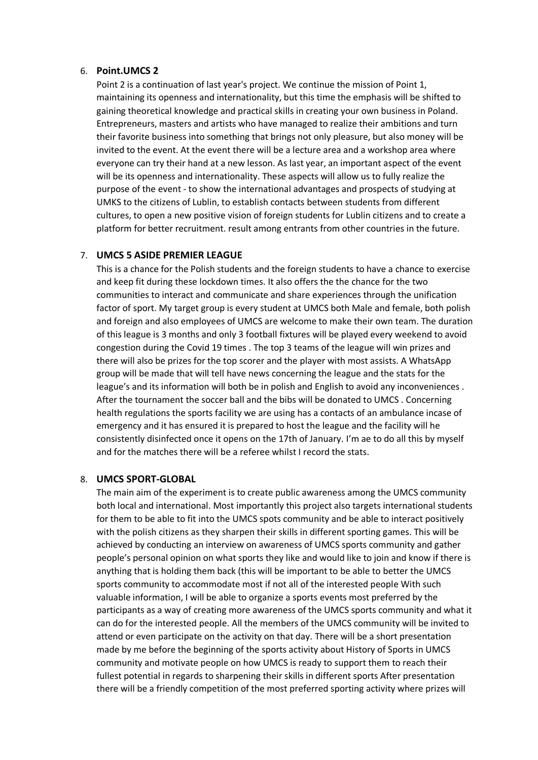6. **Point.UMCS 2**

   Point 2 is a continuation of last year's project. We continue the mission of Point 1, maintaining its openness and internationality, but this time the emphasis will be shifted to gaining theoretical knowledge and practical skills in creating your own business in Poland. Entrepreneurs, masters and artists who have managed to realize their ambitions and turn their favorite business into something that brings not only pleasure, but also money will be invited to the event. At the event there will be a lecture area and a workshop area where everyone can try their hand at a new lesson. As last year, an important aspect of the event will be its openness and internationality. These aspects will allow us to fully realize the purpose of the event - to show the international advantages and prospects of studying at UMKS to the citizens of Lublin, to establish contacts between students from different cultures, to open a new positive vision of foreign students for Lublin citizens and to create a platform for better recruitment. result among entrants from other countries in the future.

7. **UMCS 5 ASIDE PREMIER LEAGUE**

   This is a chance for the Polish students and the foreign students to have a chance to exercise and keep fit during these lockdown times. It also offers the the chance for the two communities to interact and communicate and share experiences through the unification factor of sport. My target group is every student at UMCS both Male and female, both polish and foreign and also employees of UMCS are welcome to make their own team. The duration of this league is 3 months and only 3 football fixtures will be played every weekend to avoid congestion during the Covid 19 times . The top 3 teams of the league will win prizes and there will also be prizes for the top scorer and the player with most assists. A WhatsApp group will be made that will tell have news concerning the league and the stats for the league's and its information will both be in polish and English to avoid any inconveniences . After the tournament the soccer ball and the bibs will be donated to UMCS . Concerning health regulations the sports facility we are using has a contacts of an ambulance incase of emergency and it has ensured it is prepared to host the league and the facility will he consistently disinfected once it opens on the 17th of January. I'm ae to do all this by myself and for the matches there will be a referee whilst I record the stats.

8. **UMCS SPORT-GLOBAL**

   The main aim of the experiment is to create public awareness among the UMCS community both local and international. Most importantly this project also targets international students for them to be able to fit into the UMCS spots community and be able to interact positively with the polish citizens as they sharpen their skills in different sporting games. This will be achieved by conducting an interview on awareness of UMCS sports community and gather people's personal opinion on what sports they like and would like to join and know if there is anything that is holding them back (this will be important to be able to better the UMCS sports community to accommodate most if not all of the interested people With such valuable information, I will be able to organize a sports events most preferred by the participants as a way of creating more awareness of the UMCS sports community and what it can do for the interested people. All the members of the UMCS community will be invited to attend or even participate on the activity on that day. There will be a short presentation made by me before the beginning of the sports activity about History of Sports in UMCS community and motivate people on how UMCS is ready to support them to reach their fullest potential in regards to sharpening their skills in different sports After presentation there will be a friendly competition of the most preferred sporting activity where prizes will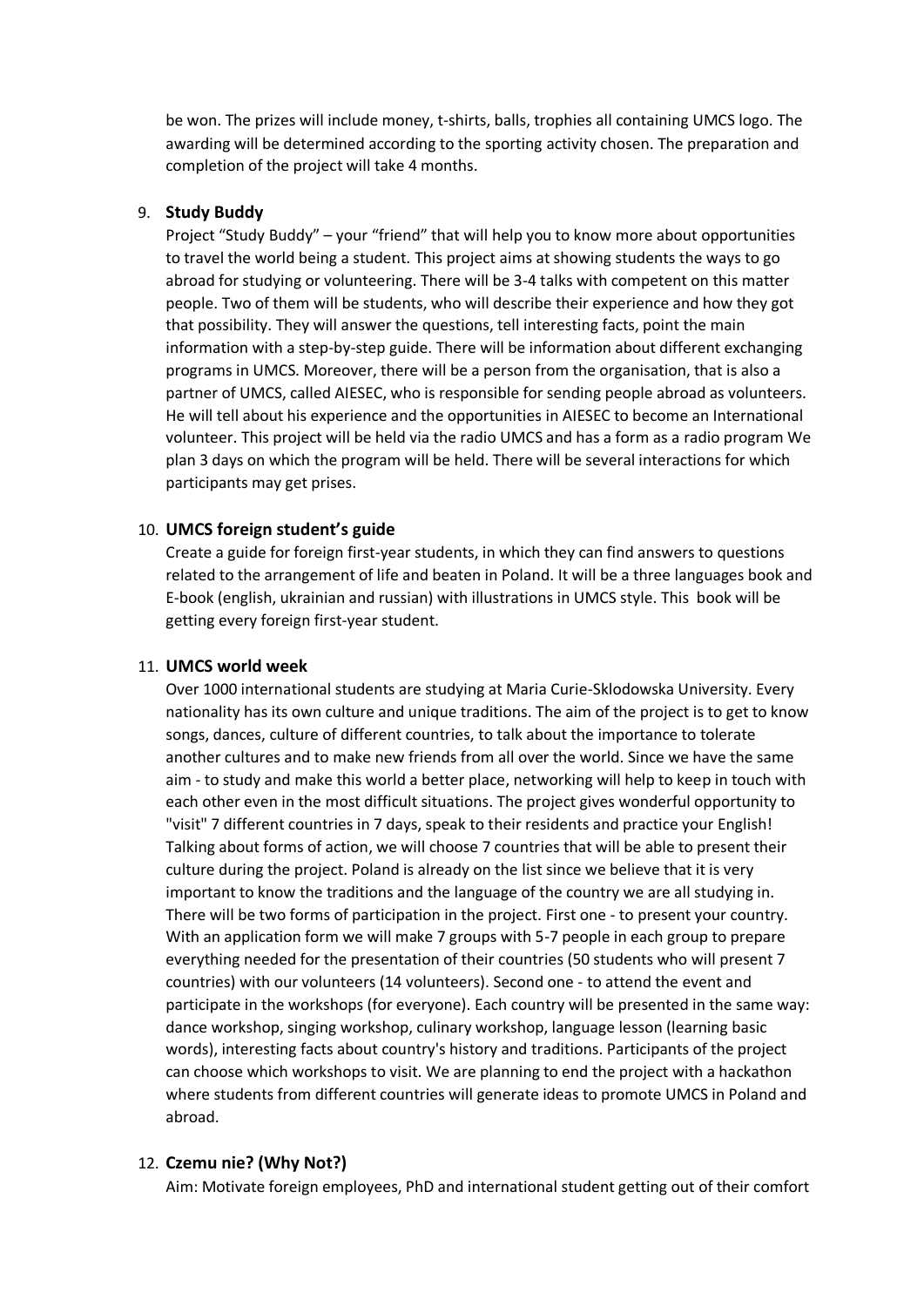be won. The prizes will include money, t-shirts, balls, trophies all containing UMCS logo. The awarding will be determined according to the sporting activity chosen. The preparation and completion of the project will take 4 months.

9. **Study Buddy**

   Project "Study Buddy" – your "friend" that will help you to know more about opportunities to travel the world being a student. This project aims at showing students the ways to go abroad for studying or volunteering. There will be 3-4 talks with competent on this matter people. Two of them will be students, who will describe their experience and how they got that possibility. They will answer the questions, tell interesting facts, point the main information with a step-by-step guide. There will be information about different exchanging programs in UMCS. Moreover, there will be a person from the organisation, that is also a partner of UMCS, called AIESEC, who is responsible for sending people abroad as volunteers. He will tell about his experience and the opportunities in AIESEC to become an International volunteer. This project will be held via the radio UMCS and has a form as a radio program We plan 3 days on which the program will be held. There will be several interactions for which participants may get prises.

10. **UMCS foreign student's guide**

    Create a guide for foreign first-year students, in which they can find answers to questions related to the arrangement of life and beaten in Poland. It will be a three languages book and E-book (english, ukrainian and russian) with illustrations in UMCS style. This book will be getting every foreign first-year student.

11. **UMCS world week**

    Over 1000 international students are studying at Maria Curie-Sklodowska University. Every nationality has its own culture and unique traditions. The aim of the project is to get to know songs, dances, culture of different countries, to talk about the importance to tolerate another cultures and to make new friends from all over the world. Since we have the same aim - to study and make this world a better place, networking will help to keep in touch with each other even in the most difficult situations. The project gives wonderful opportunity to "visit" 7 different countries in 7 days, speak to their residents and practice your English! Talking about forms of action, we will choose 7 countries that will be able to present their culture during the project. Poland is already on the list since we believe that it is very important to know the traditions and the language of the country we are all studying in. There will be two forms of participation in the project. First one - to present your country. With an application form we will make 7 groups with 5-7 people in each group to prepare everything needed for the presentation of their countries (50 students who will present 7 countries) with our volunteers (14 volunteers). Second one - to attend the event and participate in the workshops (for everyone). Each country will be presented in the same way: dance workshop, singing workshop, culinary workshop, language lesson (learning basic words), interesting facts about country's history and traditions. Participants of the project can choose which workshops to visit. We are planning to end the project with a hackathon where students from different countries will generate ideas to promote UMCS in Poland and abroad.

12. **Czemu nie? (Why Not?)**

    Aim: Motivate foreign employees, PhD and international student getting out of their comfort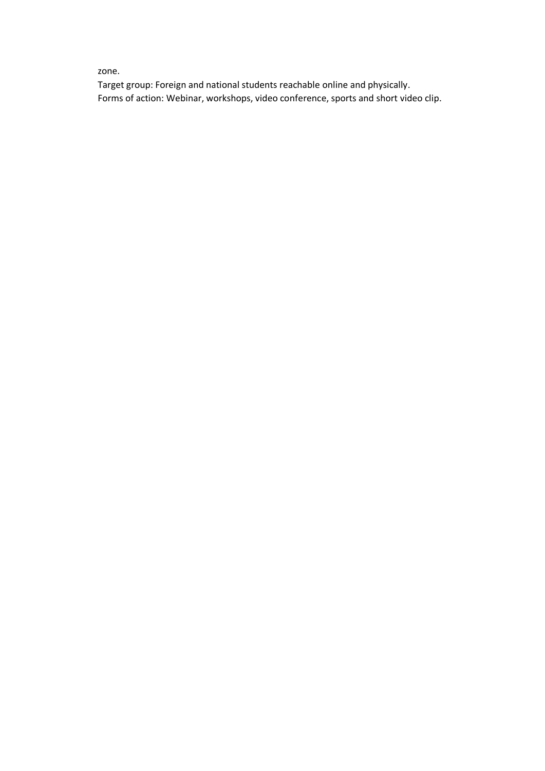zone.
Target group: Foreign and national students reachable online and physically.
Forms of action: Webinar, workshops, video conference, sports and short video clip.